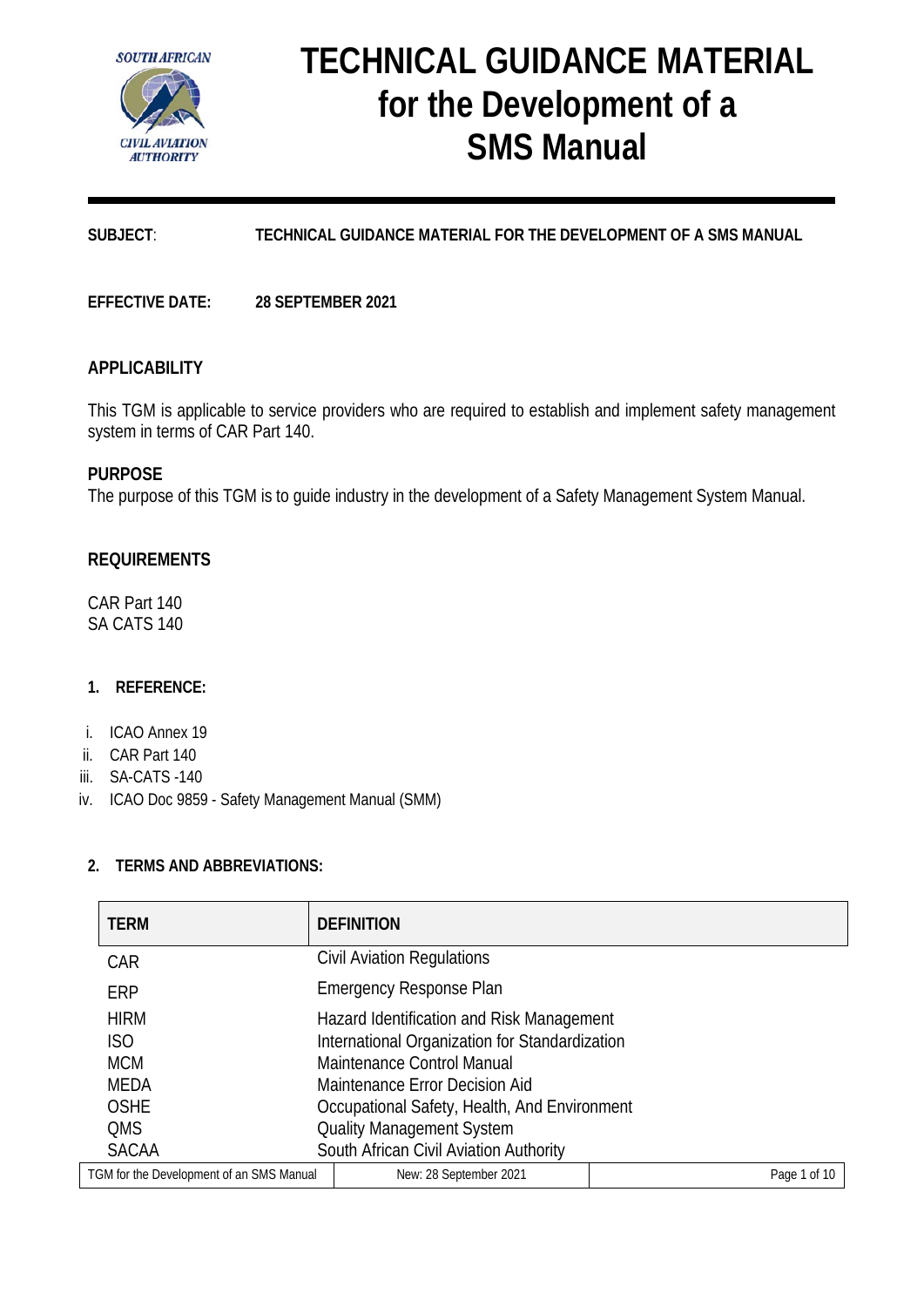# TECHNICAL GUIDANCE MATERIAL for the Development of a SMS Manual

**SUBJECT**: **TECHNICAL GUIDANCE MATERIAL FOR THE DEVELOPMENT OF A SMS MANUAL**

**EFFECTIVE DATE:** **28 SEPTEMBER 2021**

## APPLICABILITY

This TGM is applicable to service providers who are required to establish and implement safety management system in terms of CAR Part 140.

## PURPOSE

The purpose of this TGM is to guide industry in the development of a Safety Management System Manual.

## REQUIREMENTS

CAR Part 140
SA CATS 140

## 1. REFERENCE:

i. ICAO Annex 19
ii. CAR Part 140
iii. SA-CATS -140
iv. ICAO Doc 9859 - Safety Management Manual (SMM)

## 2. TERMS AND ABBREVIATIONS:

| TERM | DEFINITION |
|---|---|
| CAR | Civil Aviation Regulations |
| ERP | Emergency Response Plan |
| HIRM | Hazard Identification and Risk Management |
| ISO | International Organization for Standardization |
| MCM | Maintenance Control Manual |
| MEDA | Maintenance Error Decision Aid |
| OSHE | Occupational Safety, Health, And Environment |
| QMS | Quality Management System |
| SACAA | South African Civil Aviation Authority |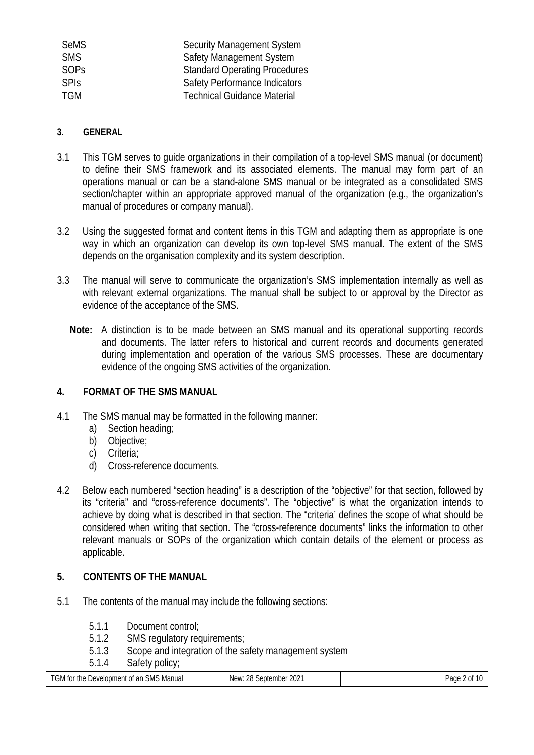| | |
|---|---|
| SeMS | Security Management System |
| SMS | Safety Management System |
| SOPs | Standard Operating Procedures |
| SPIs | Safety Performance Indicators |
| TGM | Technical Guidance Material |

## 3. GENERAL

3.1 This TGM serves to guide organizations in their compilation of a top-level SMS manual (or document) to define their SMS framework and its associated elements. The manual may form part of an operations manual or can be a stand-alone SMS manual or be integrated as a consolidated SMS section/chapter within an appropriate approved manual of the organization (e.g., the organization's manual of procedures or company manual).

3.2 Using the suggested format and content items in this TGM and adapting them as appropriate is one way in which an organization can develop its own top-level SMS manual. The extent of the SMS depends on the organisation complexity and its system description.

3.3 The manual will serve to communicate the organization's SMS implementation internally as well as with relevant external organizations. The manual shall be subject to or approval by the Director as evidence of the acceptance of the SMS.

**Note:** A distinction is to be made between an SMS manual and its operational supporting records and documents. The latter refers to historical and current records and documents generated during implementation and operation of the various SMS processes. These are documentary evidence of the ongoing SMS activities of the organization.

## 4. FORMAT OF THE SMS MANUAL

4.1 The SMS manual may be formatted in the following manner:

a) Section heading;
b) Objective;
c) Criteria;
d) Cross-reference documents.

4.2 Below each numbered "section heading" is a description of the "objective" for that section, followed by its "criteria" and "cross-reference documents". The "objective" is what the organization intends to achieve by doing what is described in that section. The "criteria' defines the scope of what should be considered when writing that section. The "cross-reference documents" links the information to other relevant manuals or SOPs of the organization which contain details of the element or process as applicable.

## 5. CONTENTS OF THE MANUAL

5.1 The contents of the manual may include the following sections:

5.1.1 Document control;
5.1.2 SMS regulatory requirements;
5.1.3 Scope and integration of the safety management system
5.1.4 Safety policy;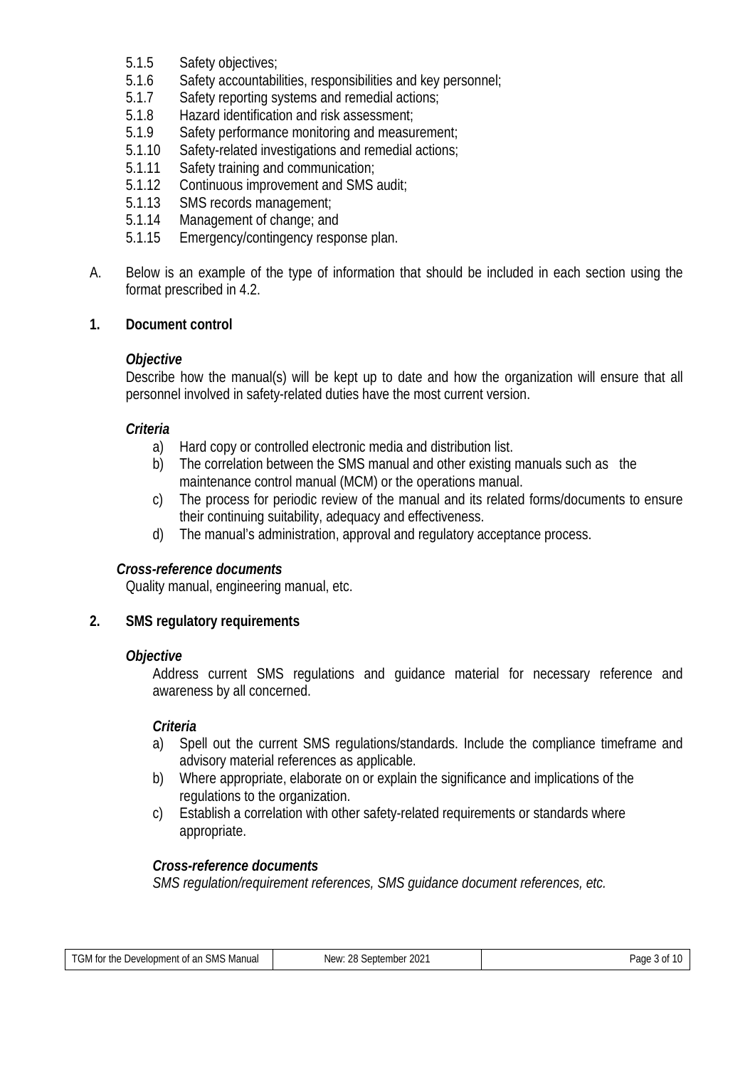5.1.5 Safety objectives;
5.1.6 Safety accountabilities, responsibilities and key personnel;
5.1.7 Safety reporting systems and remedial actions;
5.1.8 Hazard identification and risk assessment;
5.1.9 Safety performance monitoring and measurement;
5.1.10 Safety-related investigations and remedial actions;
5.1.11 Safety training and communication;
5.1.12 Continuous improvement and SMS audit;
5.1.13 SMS records management;
5.1.14 Management of change; and
5.1.15 Emergency/contingency response plan.

A. Below is an example of the type of information that should be included in each section using the format prescribed in 4.2.

## 1. Document control

***Objective***

Describe how the manual(s) will be kept up to date and how the organization will ensure that all personnel involved in safety-related duties have the most current version.

***Criteria***

a) Hard copy or controlled electronic media and distribution list.
b) The correlation between the SMS manual and other existing manuals such as the maintenance control manual (MCM) or the operations manual.
c) The process for periodic review of the manual and its related forms/documents to ensure their continuing suitability, adequacy and effectiveness.
d) The manual's administration, approval and regulatory acceptance process.

***Cross-reference documents***

Quality manual, engineering manual, etc.

## 2. SMS regulatory requirements

***Objective***

Address current SMS regulations and guidance material for necessary reference and awareness by all concerned.

***Criteria***

a) Spell out the current SMS regulations/standards. Include the compliance timeframe and advisory material references as applicable.
b) Where appropriate, elaborate on or explain the significance and implications of the regulations to the organization.
c) Establish a correlation with other safety-related requirements or standards where appropriate.

***Cross-reference documents***

*SMS regulation/requirement references, SMS guidance document references, etc.*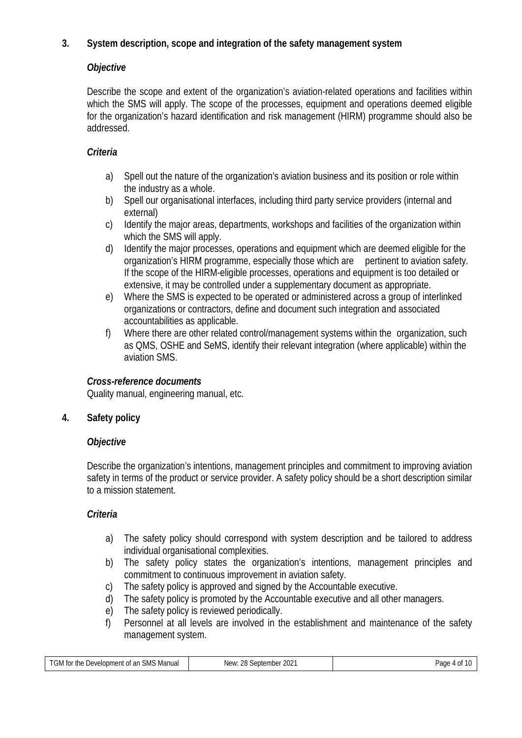## 3. System description, scope and integration of the safety management system

***Objective***

Describe the scope and extent of the organization's aviation-related operations and facilities within which the SMS will apply. The scope of the processes, equipment and operations deemed eligible for the organization's hazard identification and risk management (HIRM) programme should also be addressed.

***Criteria***

a) Spell out the nature of the organization's aviation business and its position or role within the industry as a whole.
b) Spell our organisational interfaces, including third party service providers (internal and external)
c) Identify the major areas, departments, workshops and facilities of the organization within which the SMS will apply.
d) Identify the major processes, operations and equipment which are deemed eligible for the organization's HIRM programme, especially those which are pertinent to aviation safety. If the scope of the HIRM-eligible processes, operations and equipment is too detailed or extensive, it may be controlled under a supplementary document as appropriate.
e) Where the SMS is expected to be operated or administered across a group of interlinked organizations or contractors, define and document such integration and associated accountabilities as applicable.
f) Where there are other related control/management systems within the organization, such as QMS, OSHE and SeMS, identify their relevant integration (where applicable) within the aviation SMS.

***Cross-reference documents***

Quality manual, engineering manual, etc.

## 4. Safety policy

***Objective***

Describe the organization's intentions, management principles and commitment to improving aviation safety in terms of the product or service provider. A safety policy should be a short description similar to a mission statement.

***Criteria***

a) The safety policy should correspond with system description and be tailored to address individual organisational complexities.
b) The safety policy states the organization's intentions, management principles and commitment to continuous improvement in aviation safety.
c) The safety policy is approved and signed by the Accountable executive.
d) The safety policy is promoted by the Accountable executive and all other managers.
e) The safety policy is reviewed periodically.
f) Personnel at all levels are involved in the establishment and maintenance of the safety management system.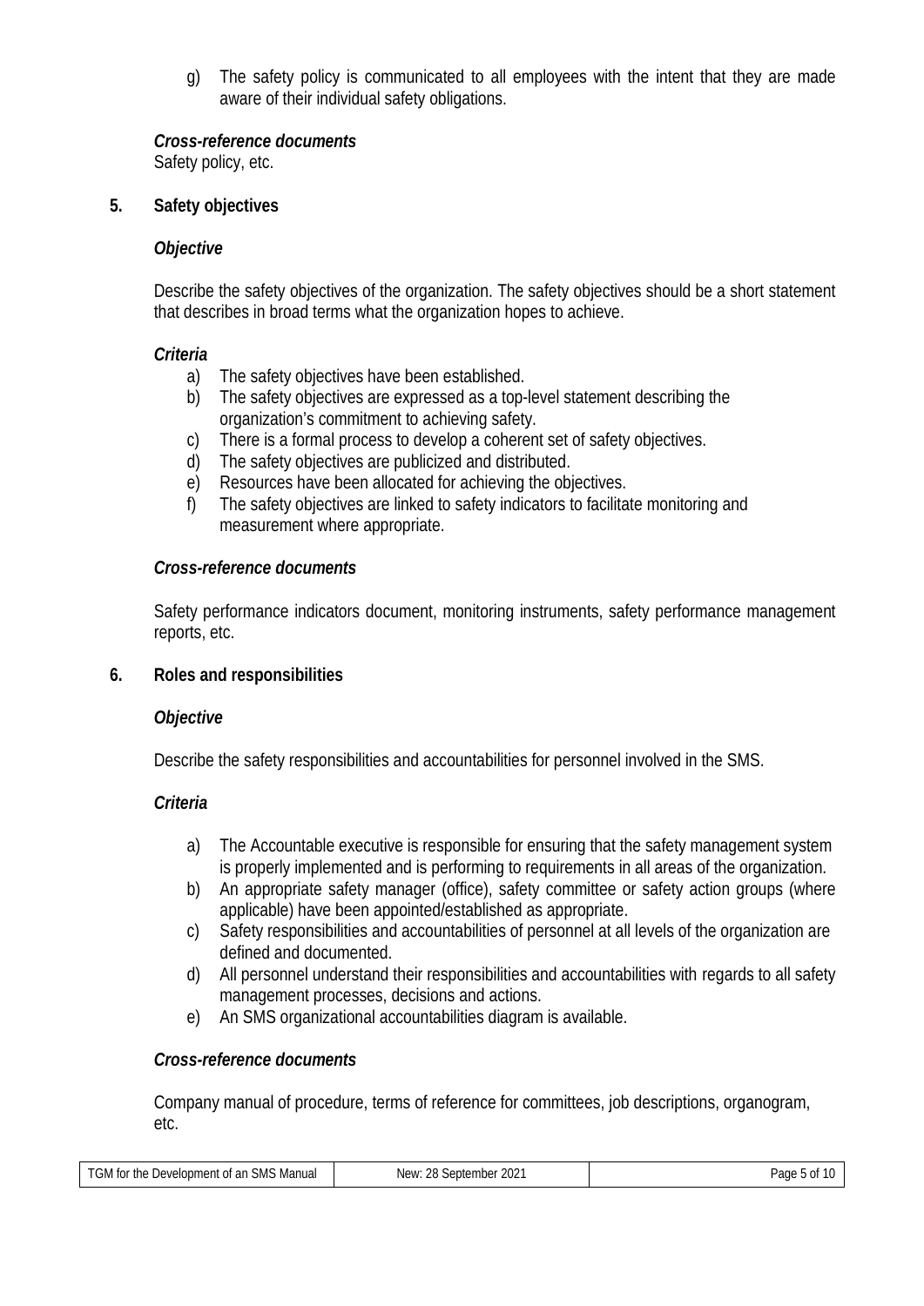g) The safety policy is communicated to all employees with the intent that they are made aware of their individual safety obligations.

***Cross-reference documents***
Safety policy, etc.

## 5. Safety objectives

***Objective***

Describe the safety objectives of the organization. The safety objectives should be a short statement that describes in broad terms what the organization hopes to achieve.

***Criteria***

a) The safety objectives have been established.
b) The safety objectives are expressed as a top-level statement describing the organization's commitment to achieving safety.
c) There is a formal process to develop a coherent set of safety objectives.
d) The safety objectives are publicized and distributed.
e) Resources have been allocated for achieving the objectives.
f) The safety objectives are linked to safety indicators to facilitate monitoring and measurement where appropriate.

***Cross-reference documents***

Safety performance indicators document, monitoring instruments, safety performance management reports, etc.

## 6. Roles and responsibilities

***Objective***

Describe the safety responsibilities and accountabilities for personnel involved in the SMS.

***Criteria***

a) The Accountable executive is responsible for ensuring that the safety management system is properly implemented and is performing to requirements in all areas of the organization.
b) An appropriate safety manager (office), safety committee or safety action groups (where applicable) have been appointed/established as appropriate.
c) Safety responsibilities and accountabilities of personnel at all levels of the organization are defined and documented.
d) All personnel understand their responsibilities and accountabilities with regards to all safety management processes, decisions and actions.
e) An SMS organizational accountabilities diagram is available.

***Cross-reference documents***

Company manual of procedure, terms of reference for committees, job descriptions, organogram, etc.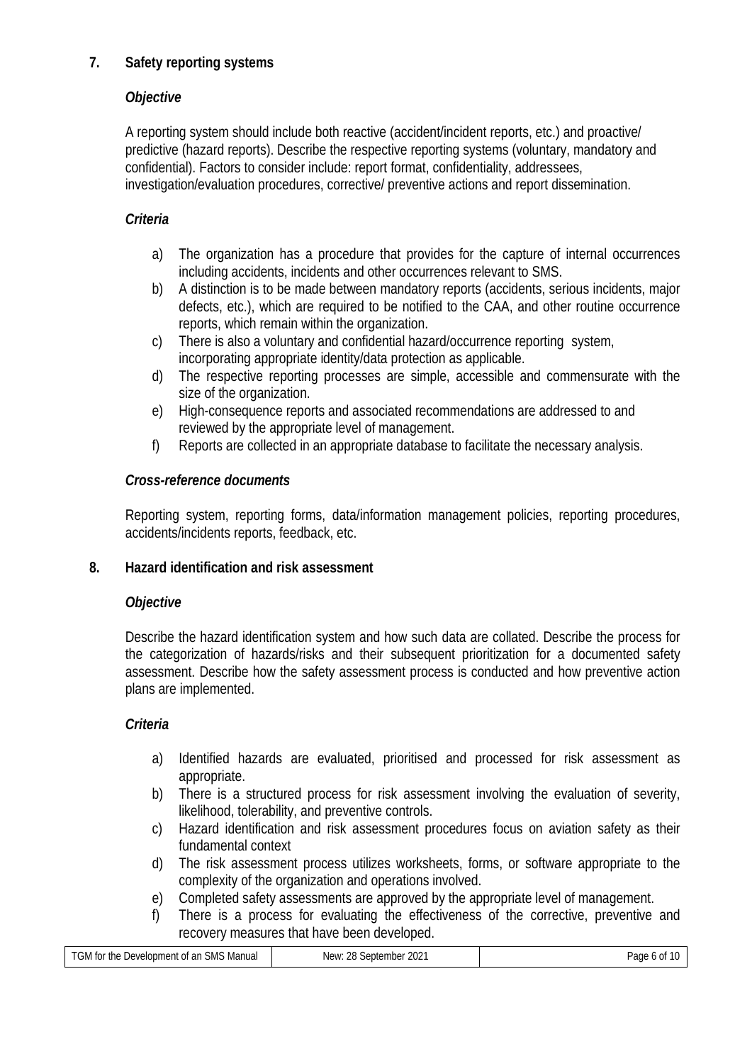## 7. Safety reporting systems

### *Objective*

A reporting system should include both reactive (accident/incident reports, etc.) and proactive/ predictive (hazard reports). Describe the respective reporting systems (voluntary, mandatory and confidential). Factors to consider include: report format, confidentiality, addressees, investigation/evaluation procedures, corrective/ preventive actions and report dissemination.

### *Criteria*

a) The organization has a procedure that provides for the capture of internal occurrences including accidents, incidents and other occurrences relevant to SMS.
b) A distinction is to be made between mandatory reports (accidents, serious incidents, major defects, etc.), which are required to be notified to the CAA, and other routine occurrence reports, which remain within the organization.
c) There is also a voluntary and confidential hazard/occurrence reporting system, incorporating appropriate identity/data protection as applicable.
d) The respective reporting processes are simple, accessible and commensurate with the size of the organization.
e) High-consequence reports and associated recommendations are addressed to and reviewed by the appropriate level of management.
f) Reports are collected in an appropriate database to facilitate the necessary analysis.

### *Cross-reference documents*

Reporting system, reporting forms, data/information management policies, reporting procedures, accidents/incidents reports, feedback, etc.

## 8. Hazard identification and risk assessment

### *Objective*

Describe the hazard identification system and how such data are collated. Describe the process for the categorization of hazards/risks and their subsequent prioritization for a documented safety assessment. Describe how the safety assessment process is conducted and how preventive action plans are implemented.

### *Criteria*

a) Identified hazards are evaluated, prioritised and processed for risk assessment as appropriate.
b) There is a structured process for risk assessment involving the evaluation of severity, likelihood, tolerability, and preventive controls.
c) Hazard identification and risk assessment procedures focus on aviation safety as their fundamental context
d) The risk assessment process utilizes worksheets, forms, or software appropriate to the complexity of the organization and operations involved.
e) Completed safety assessments are approved by the appropriate level of management.
f) There is a process for evaluating the effectiveness of the corrective, preventive and recovery measures that have been developed.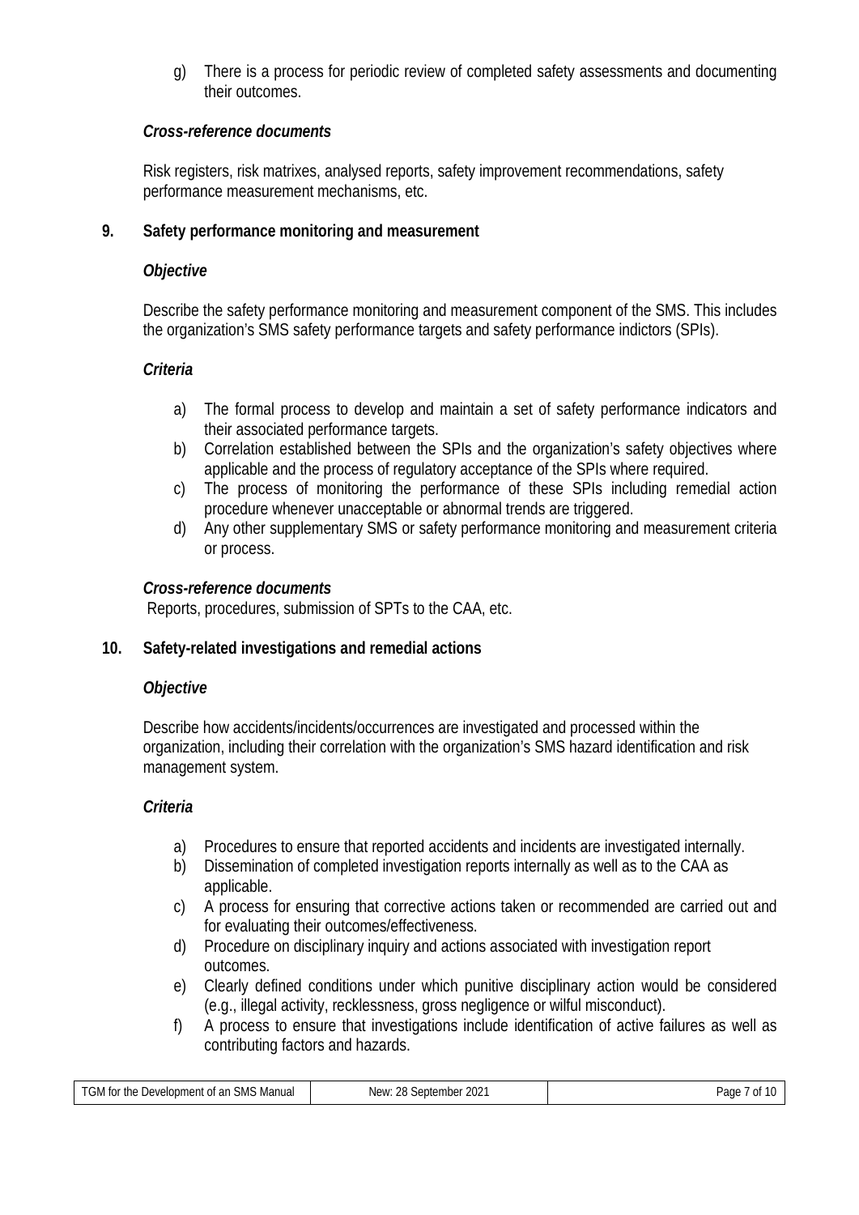g) There is a process for periodic review of completed safety assessments and documenting their outcomes.

***Cross-reference documents***

Risk registers, risk matrixes, analysed reports, safety improvement recommendations, safety performance measurement mechanisms, etc.

## 9. Safety performance monitoring and measurement

***Objective***

Describe the safety performance monitoring and measurement component of the SMS. This includes the organization's SMS safety performance targets and safety performance indictors (SPIs).

***Criteria***

a) The formal process to develop and maintain a set of safety performance indicators and their associated performance targets.
b) Correlation established between the SPIs and the organization's safety objectives where applicable and the process of regulatory acceptance of the SPIs where required.
c) The process of monitoring the performance of these SPIs including remedial action procedure whenever unacceptable or abnormal trends are triggered.
d) Any other supplementary SMS or safety performance monitoring and measurement criteria or process.

***Cross-reference documents***

Reports, procedures, submission of SPTs to the CAA, etc.

## 10. Safety-related investigations and remedial actions

***Objective***

Describe how accidents/incidents/occurrences are investigated and processed within the organization, including their correlation with the organization's SMS hazard identification and risk management system.

***Criteria***

a) Procedures to ensure that reported accidents and incidents are investigated internally.
b) Dissemination of completed investigation reports internally as well as to the CAA as applicable.
c) A process for ensuring that corrective actions taken or recommended are carried out and for evaluating their outcomes/effectiveness.
d) Procedure on disciplinary inquiry and actions associated with investigation report outcomes.
e) Clearly defined conditions under which punitive disciplinary action would be considered (e.g., illegal activity, recklessness, gross negligence or wilful misconduct).
f) A process to ensure that investigations include identification of active failures as well as contributing factors and hazards.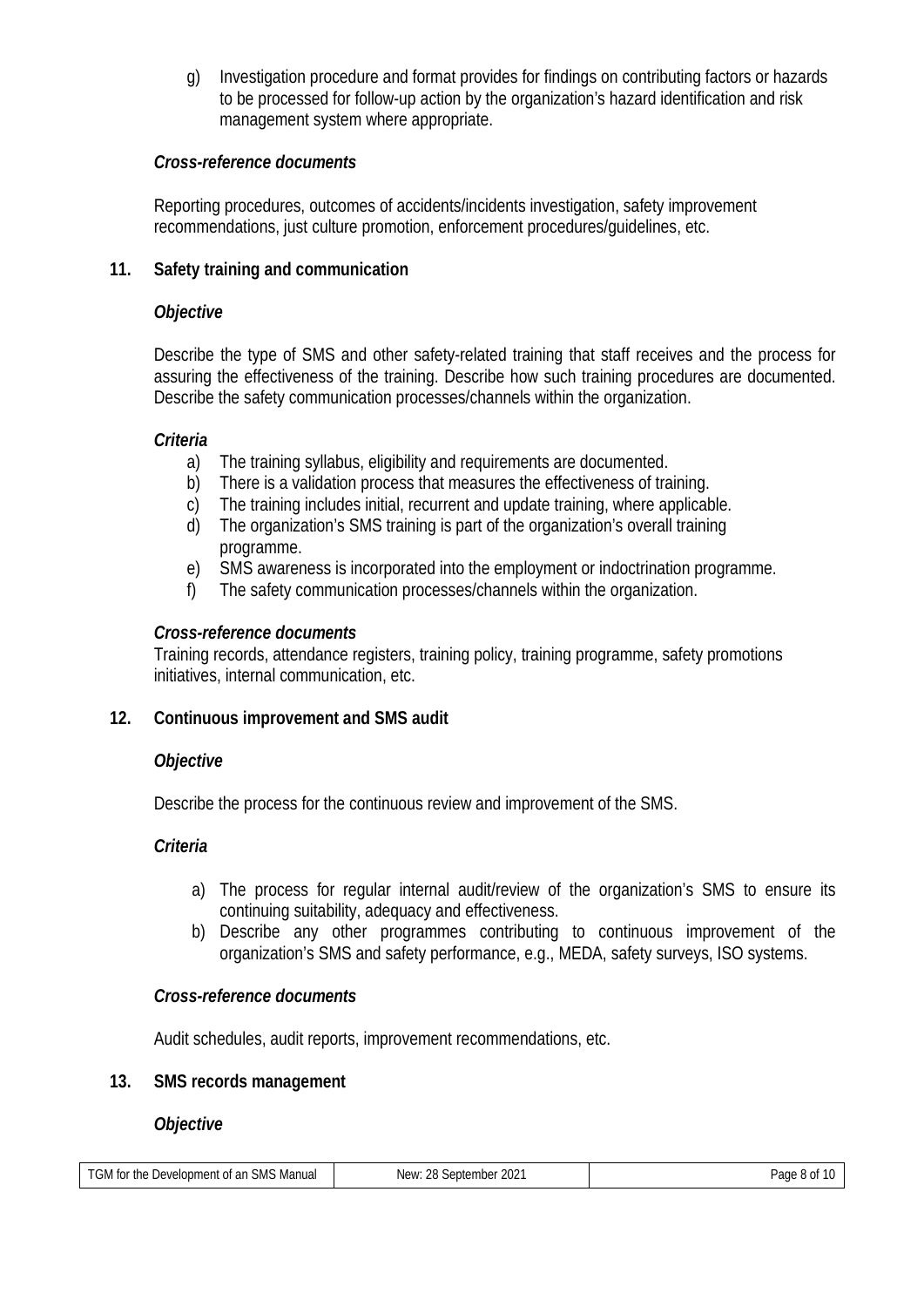g) Investigation procedure and format provides for findings on contributing factors or hazards to be processed for follow-up action by the organization's hazard identification and risk management system where appropriate.

***Cross-reference documents***

Reporting procedures, outcomes of accidents/incidents investigation, safety improvement recommendations, just culture promotion, enforcement procedures/guidelines, etc.

## 11. Safety training and communication

***Objective***

Describe the type of SMS and other safety-related training that staff receives and the process for assuring the effectiveness of the training. Describe how such training procedures are documented. Describe the safety communication processes/channels within the organization.

***Criteria***

a) The training syllabus, eligibility and requirements are documented.
b) There is a validation process that measures the effectiveness of training.
c) The training includes initial, recurrent and update training, where applicable.
d) The organization's SMS training is part of the organization's overall training programme.
e) SMS awareness is incorporated into the employment or indoctrination programme.
f) The safety communication processes/channels within the organization.

***Cross-reference documents***

Training records, attendance registers, training policy, training programme, safety promotions initiatives, internal communication, etc.

## 12. Continuous improvement and SMS audit

***Objective***

Describe the process for the continuous review and improvement of the SMS.

***Criteria***

a) The process for regular internal audit/review of the organization's SMS to ensure its continuing suitability, adequacy and effectiveness.
b) Describe any other programmes contributing to continuous improvement of the organization's SMS and safety performance, e.g., MEDA, safety surveys, ISO systems.

***Cross-reference documents***

Audit schedules, audit reports, improvement recommendations, etc.

## 13. SMS records management

***Objective***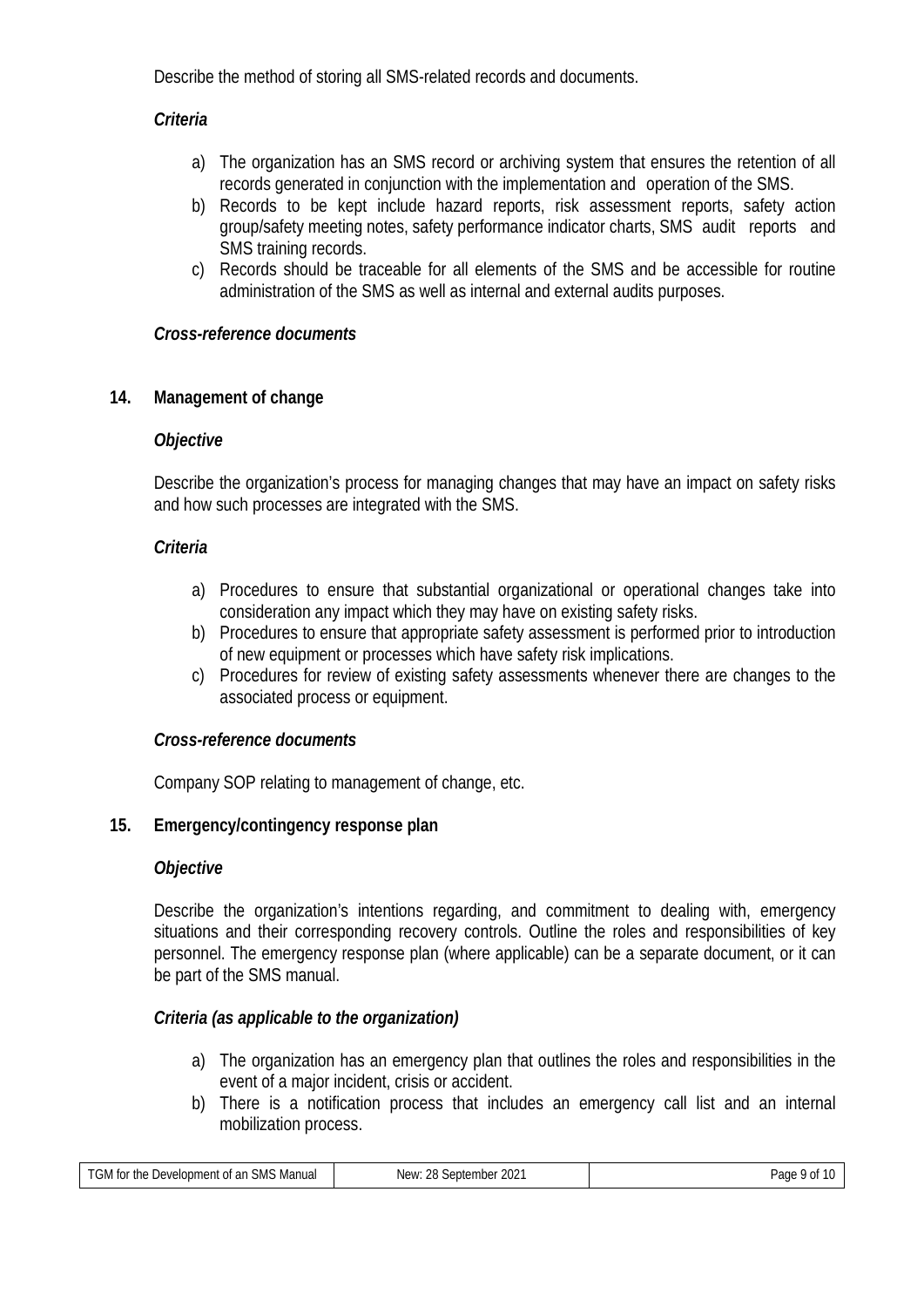Describe the method of storing all SMS-related records and documents.

***Criteria***

a) The organization has an SMS record or archiving system that ensures the retention of all records generated in conjunction with the implementation and operation of the SMS.
b) Records to be kept include hazard reports, risk assessment reports, safety action group/safety meeting notes, safety performance indicator charts, SMS audit reports and SMS training records.
c) Records should be traceable for all elements of the SMS and be accessible for routine administration of the SMS as well as internal and external audits purposes.

***Cross-reference documents***

## 14. Management of change

***Objective***

Describe the organization's process for managing changes that may have an impact on safety risks and how such processes are integrated with the SMS.

***Criteria***

a) Procedures to ensure that substantial organizational or operational changes take into consideration any impact which they may have on existing safety risks.
b) Procedures to ensure that appropriate safety assessment is performed prior to introduction of new equipment or processes which have safety risk implications.
c) Procedures for review of existing safety assessments whenever there are changes to the associated process or equipment.

***Cross-reference documents***

Company SOP relating to management of change, etc.

## 15. Emergency/contingency response plan

***Objective***

Describe the organization's intentions regarding, and commitment to dealing with, emergency situations and their corresponding recovery controls. Outline the roles and responsibilities of key personnel. The emergency response plan (where applicable) can be a separate document, or it can be part of the SMS manual.

***Criteria (as applicable to the organization)***

a) The organization has an emergency plan that outlines the roles and responsibilities in the event of a major incident, crisis or accident.
b) There is a notification process that includes an emergency call list and an internal mobilization process.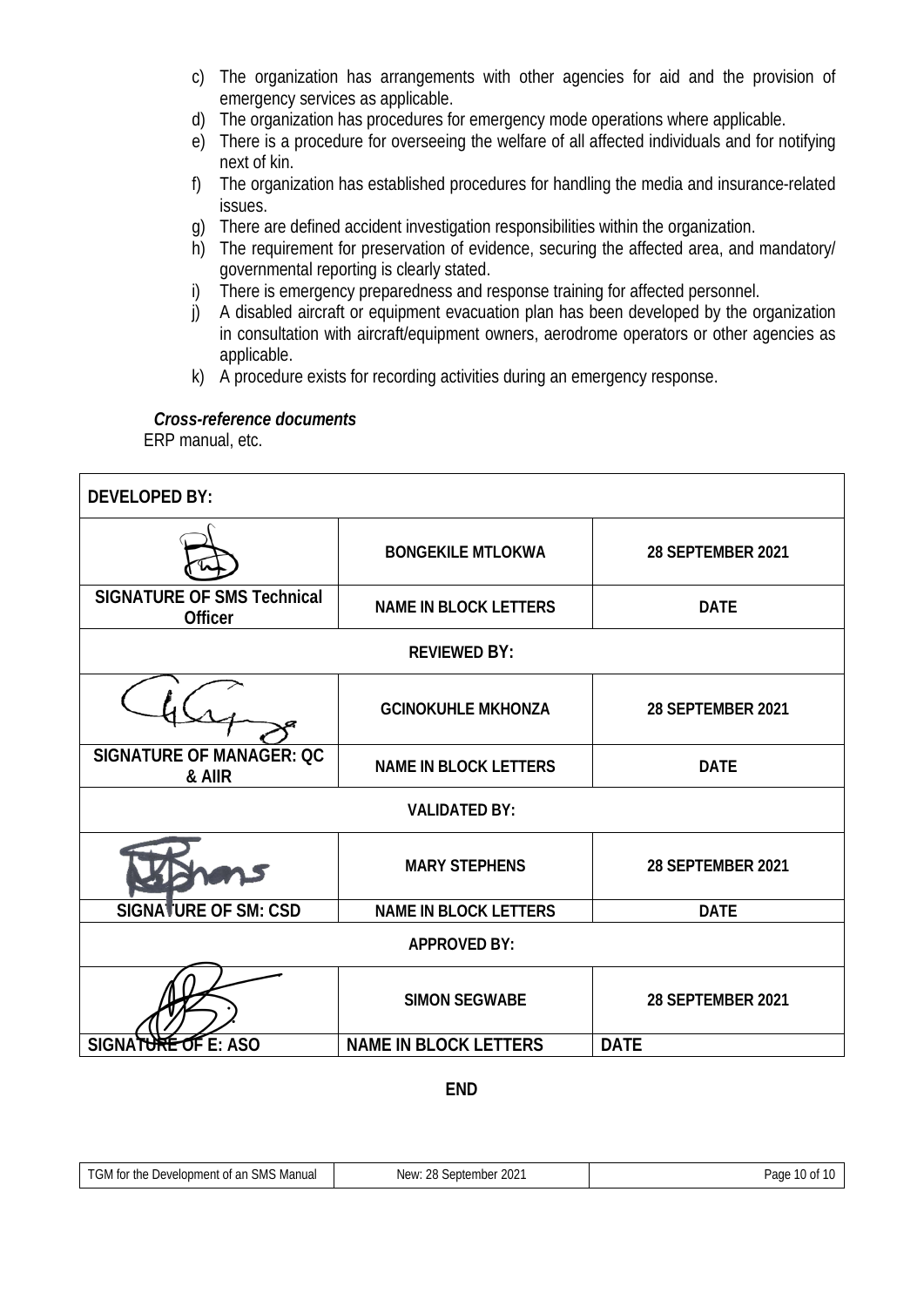c) The organization has arrangements with other agencies for aid and the provision of emergency services as applicable.
d) The organization has procedures for emergency mode operations where applicable.
e) There is a procedure for overseeing the welfare of all affected individuals and for notifying next of kin.
f) The organization has established procedures for handling the media and insurance-related issues.
g) There are defined accident investigation responsibilities within the organization.
h) The requirement for preservation of evidence, securing the affected area, and mandatory/ governmental reporting is clearly stated.
i) There is emergency preparedness and response training for affected personnel.
j) A disabled aircraft or equipment evacuation plan has been developed by the organization in consultation with aircraft/equipment owners, aerodrome operators or other agencies as applicable.
k) A procedure exists for recording activities during an emergency response.

***Cross-reference documents***

ERP manual, etc.

| | | |
|---|---|---|
| **DEVELOPED BY:** | | |
| | **BONGEKILE MTLOKWA** | **28 SEPTEMBER 2021** |
| **SIGNATURE OF SMS Technical Officer** | **NAME IN BLOCK LETTERS** | **DATE** |
| **REVIEWED BY:** | | |
| | **GCINOKUHLE MKHONZA** | **28 SEPTEMBER 2021** |
| **SIGNATURE OF MANAGER: QC & AIIR** | **NAME IN BLOCK LETTERS** | **DATE** |
| **VALIDATED BY:** | | |
| | **MARY STEPHENS** | **28 SEPTEMBER 2021** |
| **SIGNATURE OF SM: CSD** | **NAME IN BLOCK LETTERS** | **DATE** |
| **APPROVED BY:** | | |
| | **SIMON SEGWABE** | **28 SEPTEMBER 2021** |
| **SIGNATURE OF E: ASO** | **NAME IN BLOCK LETTERS** | **DATE** |

**END**